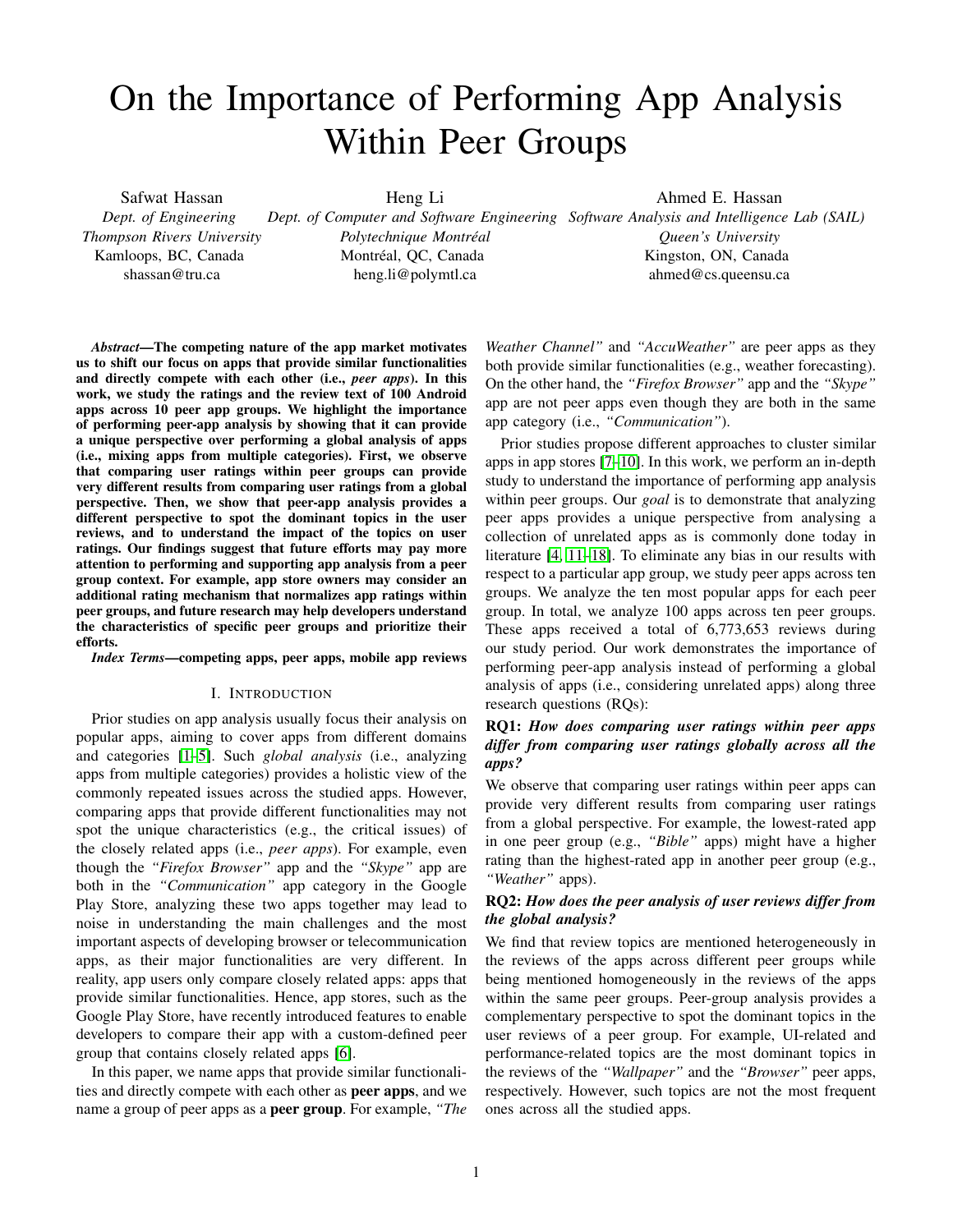# On the Importance of Performing App Analysis Within Peer Groups

Safwat Hassan
*Dept. of Engineering*
*Thompson Rivers University*
Kamloops, BC, Canada
shassan@tru.ca

Heng Li
*Dept. of Computer and Software Engineering*
*Polytechnique Montréal*
Montréal, QC, Canada
heng.li@polymtl.ca

Ahmed E. Hassan
*Software Analysis and Intelligence Lab (SAIL)*
*Queen's University*
Kingston, ON, Canada
ahmed@cs.queensu.ca

***Abstract*—The competing nature of the app market motivates us to shift our focus on apps that provide similar functionalities and directly compete with each other (i.e., *peer apps*). In this work, we study the ratings and the review text of 100 Android apps across 10 peer app groups. We highlight the importance of performing peer-app analysis by showing that it can provide a unique perspective over performing a global analysis of apps (i.e., mixing apps from multiple categories). First, we observe that comparing user ratings within peer groups can provide very different results from comparing user ratings from a global perspective. Then, we show that peer-app analysis provides a different perspective to spot the dominant topics in the user reviews, and to understand the impact of the topics on user ratings. Our findings suggest that future efforts may pay more attention to performing and supporting app analysis from a peer group context. For example, app store owners may consider an additional rating mechanism that normalizes app ratings within peer groups, and future research may help developers understand the characteristics of specific peer groups and prioritize their efforts.**

***Index Terms*—competing apps, peer apps, mobile app reviews**

## I. Introduction

Prior studies on app analysis usually focus their analysis on popular apps, aiming to cover apps from different domains and categories [1–5]. Such *global analysis* (i.e., analyzing apps from multiple categories) provides a holistic view of the commonly repeated issues across the studied apps. However, comparing apps that provide different functionalities may not spot the unique characteristics (e.g., the critical issues) of the closely related apps (i.e., *peer apps*). For example, even though the *"Firefox Browser"* app and the *"Skype"* app are both in the *"Communication"* app category in the Google Play Store, analyzing these two apps together may lead to noise in understanding the main challenges and the most important aspects of developing browser or telecommunication apps, as their major functionalities are very different. In reality, app users only compare closely related apps: apps that provide similar functionalities. Hence, app stores, such as the Google Play Store, have recently introduced features to enable developers to compare their app with a custom-defined peer group that contains closely related apps [6].

In this paper, we name apps that provide similar functionalities and directly compete with each other as **peer apps**, and we name a group of peer apps as a **peer group**. For example, *"The Weather Channel"* and *"AccuWeather"* are peer apps as they both provide similar functionalities (e.g., weather forecasting). On the other hand, the *"Firefox Browser"* app and the *"Skype"* app are not peer apps even though they are both in the same app category (i.e., *"Communication"*).

Prior studies propose different approaches to cluster similar apps in app stores [7–10]. In this work, we perform an in-depth study to understand the importance of performing app analysis within peer groups. Our *goal* is to demonstrate that analyzing peer apps provides a unique perspective from analysing a collection of unrelated apps as is commonly done today in literature [4, 11–18]. To eliminate any bias in our results with respect to a particular app group, we study peer apps across ten groups. We analyze the ten most popular apps for each peer group. In total, we analyze 100 apps across ten peer groups. These apps received a total of 6,773,653 reviews during our study period. Our work demonstrates the importance of performing peer-app analysis instead of performing a global analysis of apps (i.e., considering unrelated apps) along three research questions (RQs):

**RQ1:** ***How does comparing user ratings within peer apps differ from comparing user ratings globally across all the apps?***

We observe that comparing user ratings within peer apps can provide very different results from comparing user ratings from a global perspective. For example, the lowest-rated app in one peer group (e.g., *"Bible"* apps) might have a higher rating than the highest-rated app in another peer group (e.g., *"Weather"* apps).

**RQ2:** ***How does the peer analysis of user reviews differ from the global analysis?***

We find that review topics are mentioned heterogeneously in the reviews of the apps across different peer groups while being mentioned homogeneously in the reviews of the apps within the same peer groups. Peer-group analysis provides a complementary perspective to spot the dominant topics in the user reviews of a peer group. For example, UI-related and performance-related topics are the most dominant topics in the reviews of the *"Wallpaper"* and the *"Browser"* peer apps, respectively. However, such topics are not the most frequent ones across all the studied apps.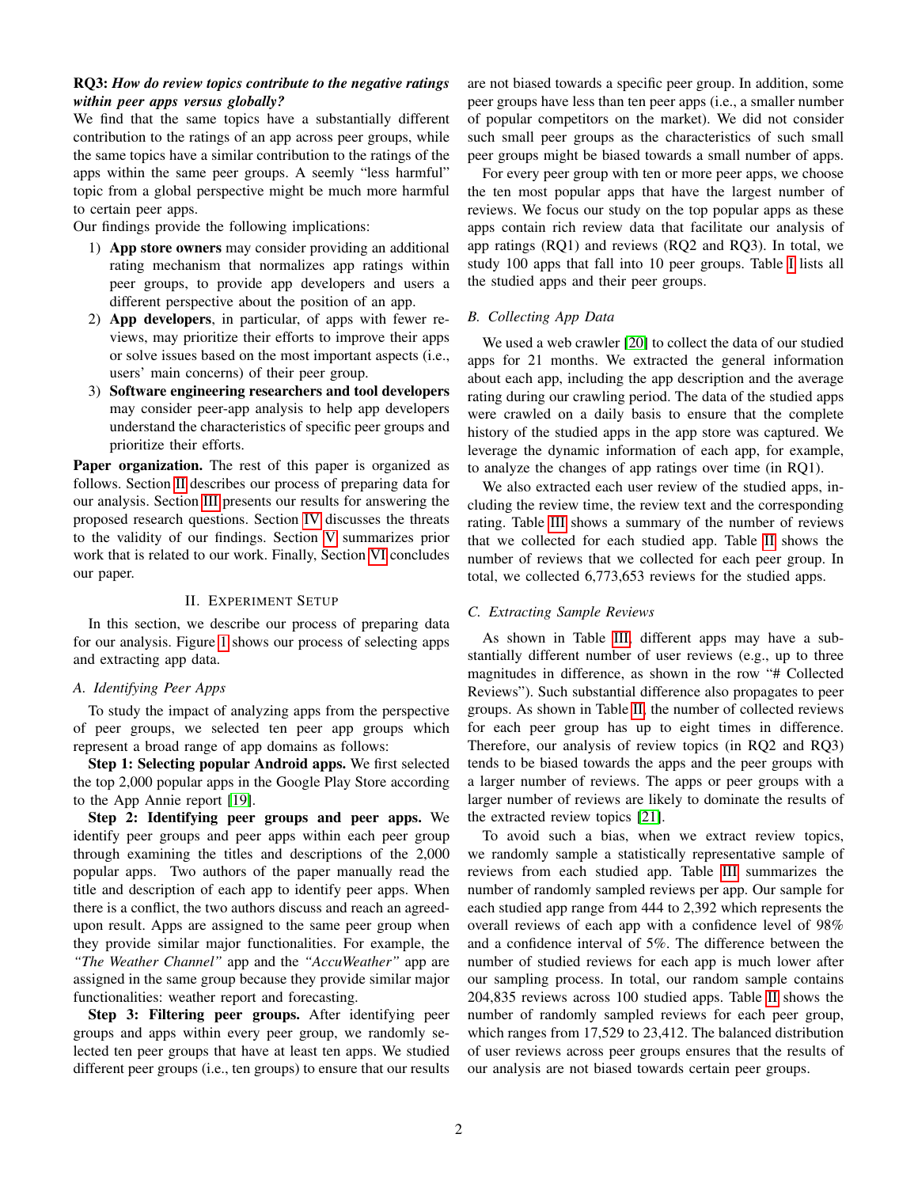**RQ3:** ***How do review topics contribute to the negative ratings within peer apps versus globally?***

We find that the same topics have a substantially different contribution to the ratings of an app across peer groups, while the same topics have a similar contribution to the ratings of the apps within the same peer groups. A seemly "less harmful" topic from a global perspective might be much more harmful to certain peer apps.

Our findings provide the following implications:

1) **App store owners** may consider providing an additional rating mechanism that normalizes app ratings within peer groups, to provide app developers and users a different perspective about the position of an app.
2) **App developers**, in particular, of apps with fewer reviews, may prioritize their efforts to improve their apps or solve issues based on the most important aspects (i.e., users' main concerns) of their peer group.
3) **Software engineering researchers and tool developers** may consider peer-app analysis to help app developers understand the characteristics of specific peer groups and prioritize their efforts.

**Paper organization.** The rest of this paper is organized as follows. Section II describes our process of preparing data for our analysis. Section III presents our results for answering the proposed research questions. Section IV discusses the threats to the validity of our findings. Section V summarizes prior work that is related to our work. Finally, Section VI concludes our paper.

## II. Experiment Setup

In this section, we describe our process of preparing data for our analysis. Figure 1 shows our process of selecting apps and extracting app data.

### A. Identifying Peer Apps

To study the impact of analyzing apps from the perspective of peer groups, we selected ten peer app groups which represent a broad range of app domains as follows:

**Step 1: Selecting popular Android apps.** We first selected the top 2,000 popular apps in the Google Play Store according to the App Annie report [19].

**Step 2: Identifying peer groups and peer apps.** We identify peer groups and peer apps within each peer group through examining the titles and descriptions of the 2,000 popular apps. Two authors of the paper manually read the title and description of each app to identify peer apps. When there is a conflict, the two authors discuss and reach an agreed-upon result. Apps are assigned to the same peer group when they provide similar major functionalities. For example, the *"The Weather Channel"* app and the *"AccuWeather"* app are assigned in the same group because they provide similar major functionalities: weather report and forecasting.

**Step 3: Filtering peer groups.** After identifying peer groups and apps within every peer group, we randomly selected ten peer groups that have at least ten apps. We studied different peer groups (i.e., ten groups) to ensure that our results are not biased towards a specific peer group. In addition, some peer groups have less than ten peer apps (i.e., a smaller number of popular competitors on the market). We did not consider such small peer groups as the characteristics of such small peer groups might be biased towards a small number of apps.

For every peer group with ten or more peer apps, we choose the ten most popular apps that have the largest number of reviews. We focus our study on the top popular apps as these apps contain rich review data that facilitate our analysis of app ratings (RQ1) and reviews (RQ2 and RQ3). In total, we study 100 apps that fall into 10 peer groups. Table I lists all the studied apps and their peer groups.

### B. Collecting App Data

We used a web crawler [20] to collect the data of our studied apps for 21 months. We extracted the general information about each app, including the app description and the average rating during our crawling period. The data of the studied apps were crawled on a daily basis to ensure that the complete history of the studied apps in the app store was captured. We leverage the dynamic information of each app, for example, to analyze the changes of app ratings over time (in RQ1).

We also extracted each user review of the studied apps, including the review time, the review text and the corresponding rating. Table III shows a summary of the number of reviews that we collected for each studied app. Table II shows the number of reviews that we collected for each peer group. In total, we collected 6,773,653 reviews for the studied apps.

### C. Extracting Sample Reviews

As shown in Table III, different apps may have a substantially different number of user reviews (e.g., up to three magnitudes in difference, as shown in the row "# Collected Reviews"). Such substantial difference also propagates to peer groups. As shown in Table II, the number of collected reviews for each peer group has up to eight times in difference. Therefore, our analysis of review topics (in RQ2 and RQ3) tends to be biased towards the apps and the peer groups with a larger number of reviews. The apps or peer groups with a larger number of reviews are likely to dominate the results of the extracted review topics [21].

To avoid such a bias, when we extract review topics, we randomly sample a statistically representative sample of reviews from each studied app. Table III summarizes the number of randomly sampled reviews per app. Our sample for each studied app range from 444 to 2,392 which represents the overall reviews of each app with a confidence level of 98% and a confidence interval of 5%. The difference between the number of studied reviews for each app is much lower after our sampling process. In total, our random sample contains 204,835 reviews across 100 studied apps. Table II shows the number of randomly sampled reviews for each peer group, which ranges from 17,529 to 23,412. The balanced distribution of user reviews across peer groups ensures that the results of our analysis are not biased towards certain peer groups.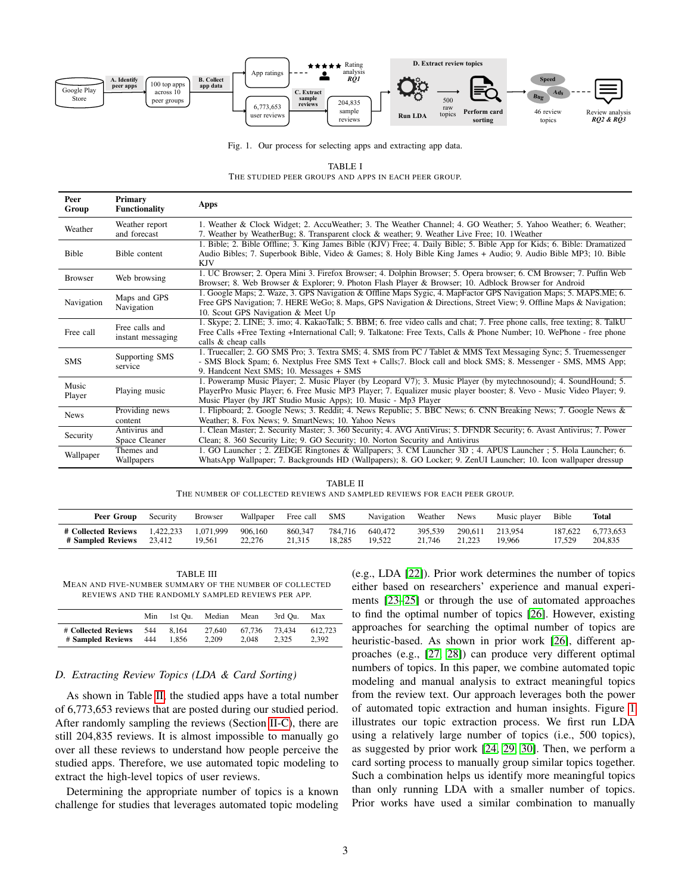Fig. 1. Our process for selecting apps and extracting app data.

TABLE I
THE STUDIED PEER GROUPS AND APPS IN EACH PEER GROUP.

| Peer Group | Primary Functionality | Apps |
|---|---|---|
| Weather | Weather report and forecast | 1. Weather & Clock Widget; 2. AccuWeather; 3. The Weather Channel; 4. GO Weather; 5. Yahoo Weather; 6. Weather; 7. Weather by WeatherBug; 8. Transparent clock & weather; 9. Weather Live Free; 10. 1Weather |
| Bible | Bible content | 1. Bible; 2. Bible Offline; 3. King James Bible (KJV) Free; 4. Daily Bible; 5. Bible App for Kids; 6. Bible: Dramatized Audio Bibles; 7. Superbook Bible, Video & Games; 8. Holy Bible King James + Audio; 9. Audio Bible MP3; 10. Bible KJV |
| Browser | Web browsing | 1. UC Browser; 2. Opera Mini 3. Firefox Browser; 4. Dolphin Browser; 5. Opera browser; 6. CM Browser; 7. Puffin Web Browser; 8. Web Browser & Explorer; 9. Photon Flash Player & Browser; 10. Adblock Browser for Android |
| Navigation | Maps and GPS Navigation | 1. Google Maps; 2. Waze, 3. GPS Navigation & Offline Maps Sygic, 4. MapFactor GPS Navigation Maps; 5. MAPS.ME; 6. Free GPS Navigation; 7. HERE WeGo; 8. Maps, GPS Navigation & Directions, Street View; 9. Offline Maps & Navigation; 10. Scout GPS Navigation & Meet Up |
| Free call | Free calls and instant messaging | 1. Skype; 2. LINE; 3. imo; 4. KakaoTalk; 5. BBM; 6. free video calls and chat; 7. Free phone calls, free texting; 8. TalkU Free Calls +Free Texting +International Call; 9. Talkatone: Free Texts, Calls & Phone Number; 10. WePhone - free phone calls & cheap calls |
| SMS | Supporting SMS service | 1. Truecaller; 2. GO SMS Pro; 3. Textra SMS; 4. SMS from PC / Tablet & MMS Text Messaging Sync; 5. Truemessenger - SMS Block Spam; 6. Nextplus Free SMS Text + Calls;7. Block call and block SMS; 8. Messenger - SMS, MMS App; 9. Handcent Next SMS; 10. Messages + SMS |
| Music Player | Playing music | 1. Poweramp Music Player; 2. Music Player (by Leopard V7); 3. Music Player (by mytechnosound); 4. SoundHound; 5. PlayerPro Music Player; 6. Free Music MP3 Player; 7. Equalizer music player booster; 8. Vevo - Music Video Player; 9. Music Player (by JRT Studio Music Apps); 10. Music - Mp3 Player |
| News | Providing news content | 1. Flipboard; 2. Google News; 3. Reddit; 4. News Republic; 5. BBC News; 6. CNN Breaking News; 7. Google News & Weather; 8. Fox News; 9. SmartNews; 10. Yahoo News |
| Security | Antivirus and Space Cleaner | 1. Clean Master; 2. Security Master; 3. 360 Security; 4. AVG AntiVirus; 5. DFNDR Security; 6. Avast Antivirus; 7. Power Clean; 8. 360 Security Lite; 9. GO Security; 10. Norton Security and Antivirus |
| Wallpaper | Themes and Wallpapers | 1. GO Launcher ; 2. ZEDGE Ringtones & Wallpapers; 3. CM Launcher 3D ; 4. APUS Launcher ; 5. Hola Launcher; 6. WhatsApp Wallpaper; 7. Backgrounds HD (Wallpapers); 8. GO Locker; 9. ZenUI Launcher; 10. Icon wallpaper dressup |

TABLE II
THE NUMBER OF COLLECTED REVIEWS AND SAMPLED REVIEWS FOR EACH PEER GROUP.

| Peer Group | Security | Browser | Wallpaper | Free call | SMS | Navigation | Weather | News | Music player | Bible | Total |
|---|---|---|---|---|---|---|---|---|---|---|---|
| # Collected Reviews | 1,422,233 | 1,071,999 | 906,160 | 860,347 | 784,716 | 640,472 | 395,539 | 290,611 | 213,954 | 187,622 | 6,773,653 |
| # Sampled Reviews | 23,412 | 19,561 | 22,276 | 21,315 | 18,285 | 19,522 | 21,746 | 21,223 | 19,966 | 17,529 | 204,835 |

TABLE III
MEAN AND FIVE-NUMBER SUMMARY OF THE NUMBER OF COLLECTED REVIEWS AND THE RANDOMLY SAMPLED REVIEWS PER APP.

| | Min | 1st Qu. | Median | Mean | 3rd Qu. | Max |
|---|---|---|---|---|---|---|
| # Collected Reviews | 544 | 8,164 | 27,640 | 67,736 | 73,434 | 612,723 |
| # Sampled Reviews | 444 | 1,856 | 2,209 | 2,048 | 2,325 | 2,392 |

### *D. Extracting Review Topics (LDA & Card Sorting)*

As shown in Table II, the studied apps have a total number of 6,773,653 reviews that are posted during our studied period. After randomly sampling the reviews (Section II-C), there are still 204,835 reviews. It is almost impossible to manually go over all these reviews to understand how people perceive the studied apps. Therefore, we use automated topic modeling to extract the high-level topics of user reviews.

Determining the appropriate number of topics is a known challenge for studies that leverages automated topic modeling (e.g., LDA [22]). Prior work determines the number of topics either based on researchers' experience and manual experiments [23]–[25] or through the use of automated approaches to find the optimal number of topics [26]. However, existing approaches for searching the optimal number of topics are heuristic-based. As shown in prior work [26], different approaches (e.g., [27], [28]) can produce very different optimal numbers of topics. In this paper, we combine automated topic modeling and manual analysis to extract meaningful topics from the review text. Our approach leverages both the power of automated topic extraction and human insights. Figure 1 illustrates our topic extraction process. We first run LDA using a relatively large number of topics (i.e., 500 topics), as suggested by prior work [24], [29], [30]. Then, we perform a card sorting process to manually group similar topics together. Such a combination helps us identify more meaningful topics than only running LDA with a smaller number of topics. Prior works have used a similar combination to manually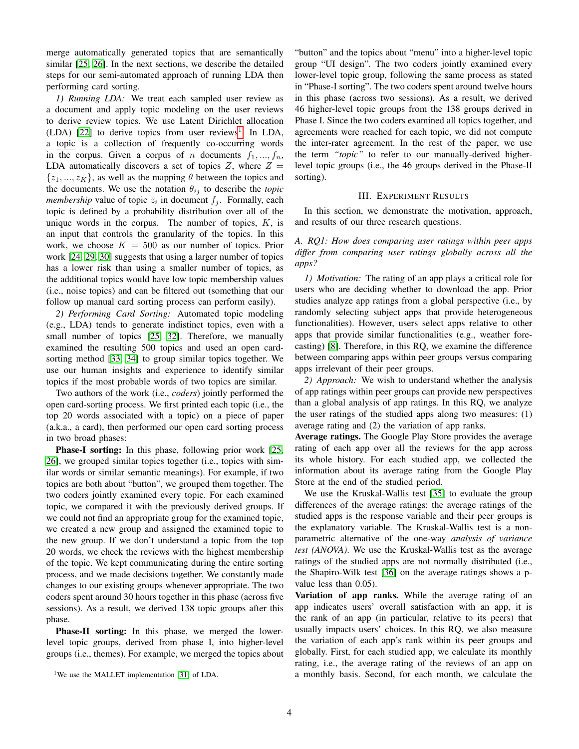merge automatically generated topics that are semantically similar [25, 26]. In the next sections, we describe the detailed steps for our semi-automated approach of running LDA then performing card sorting.

*1) Running LDA:* We treat each sampled user review as a document and apply topic modeling on the user reviews to derive review topics. We use Latent Dirichlet allocation (LDA) [22] to derive topics from user reviews[1]. In LDA, a topic is a collection of frequently co-occurring words in the corpus. Given a corpus of $n$ documents $f_1, ..., f_n$, LDA automatically discovers a set of topics $Z$, where $Z = \{z_1, ..., z_K\}$, as well as the mapping $\theta$ between the topics and the documents. We use the notation $\theta_{ij}$ to describe the *topic membership* value of topic $z_i$ in document $f_j$. Formally, each topic is defined by a probability distribution over all of the unique words in the corpus. The number of topics, $K$, is an input that controls the granularity of the topics. In this work, we choose $K = 500$ as our number of topics. Prior work [24, 29, 30] suggests that using a larger number of topics has a lower risk than using a smaller number of topics, as the additional topics would have low topic membership values (i.e., noise topics) and can be filtered out (something that our follow up manual card sorting process can perform easily).

*2) Performing Card Sorting:* Automated topic modeling (e.g., LDA) tends to generate indistinct topics, even with a small number of topics [25, 32]. Therefore, we manually examined the resulting 500 topics and used an open card-sorting method [33, 34] to group similar topics together. We use our human insights and experience to identify similar topics if the most probable words of two topics are similar.

Two authors of the work (i.e., *coders*) jointly performed the open card-sorting process. We first printed each topic (i.e., the top 20 words associated with a topic) on a piece of paper (a.k.a., a card), then performed our open card sorting process in two broad phases:

**Phase-I sorting:** In this phase, following prior work [25, 26], we grouped similar topics together (i.e., topics with similar words or similar semantic meanings). For example, if two topics are both about "button", we grouped them together. The two coders jointly examined every topic. For each examined topic, we compared it with the previously derived groups. If we could not find an appropriate group for the examined topic, we created a new group and assigned the examined topic to the new group. If we don't understand a topic from the top 20 words, we check the reviews with the highest membership of the topic. We kept communicating during the entire sorting process, and we made decisions together. We constantly made changes to our existing groups whenever appropriate. The two coders spent around 30 hours together in this phase (across five sessions). As a result, we derived 138 topic groups after this phase.

**Phase-II sorting:** In this phase, we merged the lower-level topic groups, derived from phase I, into higher-level groups (i.e., themes). For example, we merged the topics about "button" and the topics about "menu" into a higher-level topic group "UI design". The two coders jointly examined every lower-level topic group, following the same process as stated in "Phase-I sorting". The two coders spent around twelve hours in this phase (across two sessions). As a result, we derived 46 higher-level topic groups from the 138 groups derived in Phase I. Since the two coders examined all topics together, and agreements were reached for each topic, we did not compute the inter-rater agreement. In the rest of the paper, we use the term *"topic"* to refer to our manually-derived higher-level topic groups (i.e., the 46 groups derived in the Phase-II sorting).

[1] We use the MALLET implementation [31] of LDA.

## III. Experiment Results

In this section, we demonstrate the motivation, approach, and results of our three research questions.

### A. RQ1: How does comparing user ratings within peer apps differ from comparing user ratings globally across all the apps?

*1) Motivation:* The rating of an app plays a critical role for users who are deciding whether to download the app. Prior studies analyze app ratings from a global perspective (i.e., by randomly selecting subject apps that provide heterogeneous functionalities). However, users select apps relative to other apps that provide similar functionalities (e.g., weather forecasting) [8]. Therefore, in this RQ, we examine the difference between comparing apps within peer groups versus comparing apps irrelevant of their peer groups.

*2) Approach:* We wish to understand whether the analysis of app ratings within peer groups can provide new perspectives than a global analysis of app ratings. In this RQ, we analyze the user ratings of the studied apps along two measures: (1) average rating and (2) the variation of app ranks.

**Average ratings.** The Google Play Store provides the average rating of each app over all the reviews for the app across its whole history. For each studied app, we collected the information about its average rating from the Google Play Store at the end of the studied period.

We use the Kruskal-Wallis test [35] to evaluate the group differences of the average ratings: the average ratings of the studied apps is the response variable and their peer groups is the explanatory variable. The Kruskal-Wallis test is a non-parametric alternative of the one-way *analysis of variance test (ANOVA)*. We use the Kruskal-Wallis test as the average ratings of the studied apps are not normally distributed (i.e., the Shapiro-Wilk test [36] on the average ratings shows a p-value less than 0.05).

**Variation of app ranks.** While the average rating of an app indicates users' overall satisfaction with an app, it is the rank of an app (in particular, relative to its peers) that usually impacts users' choices. In this RQ, we also measure the variation of each app's rank within its peer groups and globally. First, for each studied app, we calculate its monthly rating, i.e., the average rating of the reviews of an app on a monthly basis. Second, for each month, we calculate the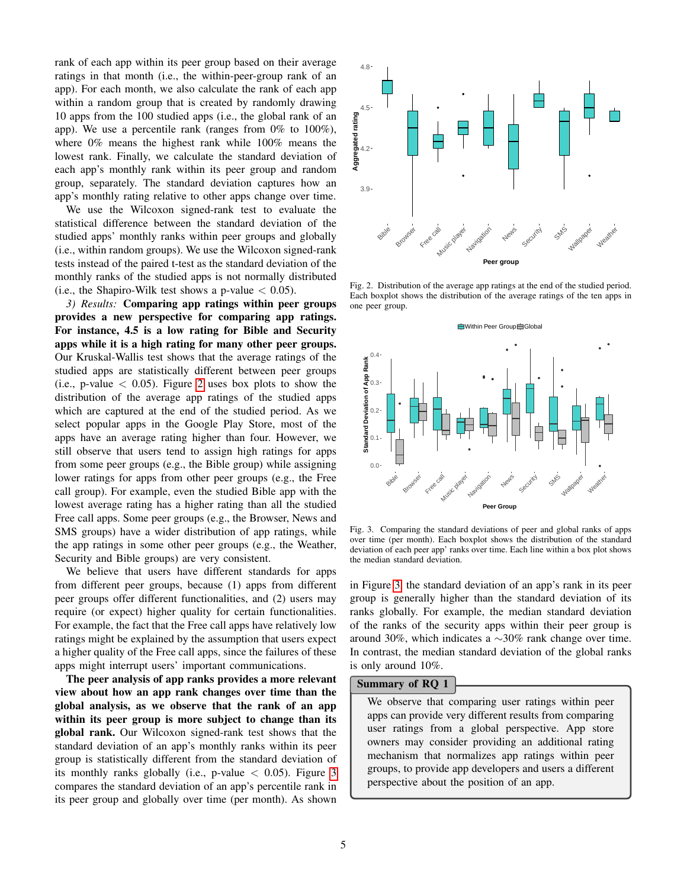rank of each app within its peer group based on their average ratings in that month (i.e., the within-peer-group rank of an app). For each month, we also calculate the rank of each app within a random group that is created by randomly drawing 10 apps from the 100 studied apps (i.e., the global rank of an app). We use a percentile rank (ranges from 0% to 100%), where 0% means the highest rank while 100% means the lowest rank. Finally, we calculate the standard deviation of each app's monthly rank within its peer group and random group, separately. The standard deviation captures how an app's monthly rating relative to other apps change over time.

We use the Wilcoxon signed-rank test to evaluate the statistical difference between the standard deviation of the studied apps' monthly ranks within peer groups and globally (i.e., within random groups). We use the Wilcoxon signed-rank tests instead of the paired t-test as the standard deviation of the monthly ranks of the studied apps is not normally distributed (i.e., the Shapiro-Wilk test shows a p-value $< 0.05$).

*3) Results:* **Comparing app ratings within peer groups provides a new perspective for comparing app ratings. For instance, 4.5 is a low rating for Bible and Security apps while it is a high rating for many other peer groups.** Our Kruskal-Wallis test shows that the average ratings of the studied apps are statistically different between peer groups (i.e., p-value $< 0.05$). Figure 2 uses box plots to show the distribution of the average app ratings of the studied apps which are captured at the end of the studied period. As we select popular apps in the Google Play Store, most of the apps have an average rating higher than four. However, we still observe that users tend to assign high ratings for apps from some peer groups (e.g., the Bible group) while assigning lower ratings for apps from other peer groups (e.g., the Free call group). For example, even the studied Bible app with the lowest average rating has a higher rating than all the studied Free call apps. Some peer groups (e.g., the Browser, News and SMS groups) have a wider distribution of app ratings, while the app ratings in some other peer groups (e.g., the Weather, Security and Bible groups) are very consistent.

We believe that users have different standards for apps from different peer groups, because (1) apps from different peer groups offer different functionalities, and (2) users may require (or expect) higher quality for certain functionalities. For example, the fact that the Free call apps have relatively low ratings might be explained by the assumption that users expect a higher quality of the Free call apps, since the failures of these apps might interrupt users' important communications.

**The peer analysis of app ranks provides a more relevant view about how an app rank changes over time than the global analysis, as we observe that the rank of an app within its peer group is more subject to change than its global rank.** Our Wilcoxon signed-rank test shows that the standard deviation of an app's monthly ranks within its peer group is statistically different from the standard deviation of its monthly ranks globally (i.e., p-value $< 0.05$). Figure 3 compares the standard deviation of an app's percentile rank in its peer group and globally over time (per month). As shown

Fig. 2. Distribution of the average app ratings at the end of the studied period. Each boxplot shows the distribution of the average ratings of the ten apps in one peer group.

Fig. 3. Comparing the standard deviations of peer and global ranks of apps over time (per month). Each boxplot shows the distribution of the standard deviation of each peer app' ranks over time. Each line within a box plot shows the median standard deviation.

in Figure 3, the standard deviation of an app's rank in its peer group is generally higher than the standard deviation of its ranks globally. For example, the median standard deviation of the ranks of the security apps within their peer group is around 30%, which indicates a ∼30% rank change over time. In contrast, the median standard deviation of the global ranks is only around 10%.

**Summary of RQ 1**

We observe that comparing user ratings within peer apps can provide very different results from comparing user ratings from a global perspective. App store owners may consider providing an additional rating mechanism that normalizes app ratings within peer groups, to provide app developers and users a different perspective about the position of an app.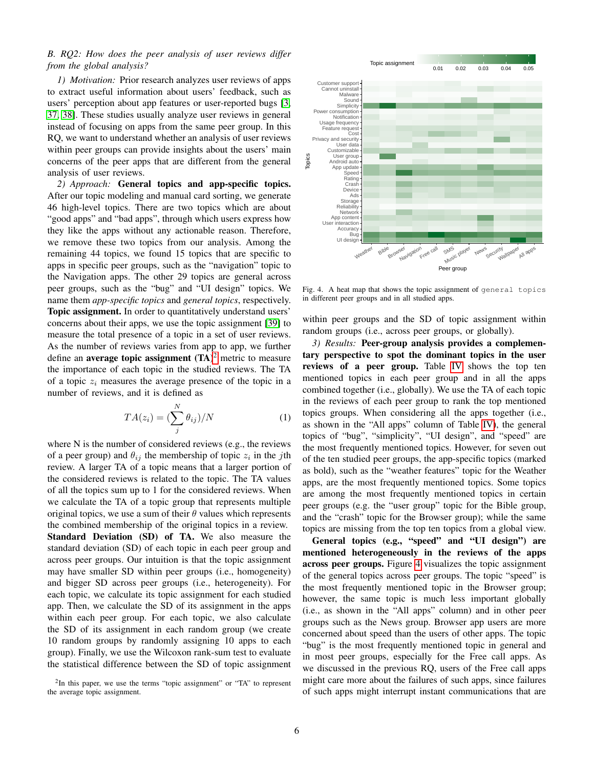*B. RQ2: How does the peer analysis of user reviews differ from the global analysis?*

*1) Motivation:* Prior research analyzes user reviews of apps to extract useful information about users' feedback, such as users' perception about app features or user-reported bugs [3, 37, 38]. These studies usually analyze user reviews in general instead of focusing on apps from the same peer group. In this RQ, we want to understand whether an analysis of user reviews within peer groups can provide insights about the users' main concerns of the peer apps that are different from the general analysis of user reviews.

*2) Approach:* **General topics and app-specific topics.** After our topic modeling and manual card sorting, we generate 46 high-level topics. There are two topics which are about "good apps" and "bad apps", through which users express how they like the apps without any actionable reason. Therefore, we remove these two topics from our analysis. Among the remaining 44 topics, we found 15 topics that are specific to apps in specific peer groups, such as the "navigation" topic to the Navigation apps. The other 29 topics are general across peer groups, such as the "bug" and "UI design" topics. We name them *app-specific topics* and *general topics*, respectively.

**Topic assignment.** In order to quantitatively understand users' concerns about their apps, we use the topic assignment [39] to measure the total presence of a topic in a set of user reviews. As the number of reviews varies from app to app, we further define an **average topic assignment (TA)**[2] metric to measure the importance of each topic in the studied reviews. The TA of a topic $z_i$ measures the average presence of the topic in a number of reviews, and it is defined as

$$TA(z_i) = (\sum_{j}^{N} \theta_{ij})/N \tag{1}$$

where N is the number of considered reviews (e.g., the reviews of a peer group) and $\theta_{ij}$ the membership of topic $z_i$ in the $j$th review. A larger TA of a topic means that a larger portion of the considered reviews is related to the topic. The TA values of all the topics sum up to 1 for the considered reviews. When we calculate the TA of a topic group that represents multiple original topics, we use a sum of their $\theta$ values which represents the combined membership of the original topics in a review.

**Standard Deviation (SD) of TA.** We also measure the standard deviation (SD) of each topic in each peer group and across peer groups. Our intuition is that the topic assignment may have smaller SD within peer groups (i.e., homogeneity) and bigger SD across peer groups (i.e., heterogeneity). For each topic, we calculate its topic assignment for each studied app. Then, we calculate the SD of its assignment in the apps within each peer group. For each topic, we also calculate the SD of its assignment in each random group (we create 10 random groups by randomly assigning 10 apps to each group). Finally, we use the Wilcoxon rank-sum test to evaluate the statistical difference between the SD of topic assignment within peer groups and the SD of topic assignment within random groups (i.e., across peer groups, or globally).

[2] In this paper, we use the terms "topic assignment" or "TA" to represent the average topic assignment.

Fig. 4. A heat map that shows the topic assignment of `general topics` in different peer groups and in all studied apps.

*3) Results:* **Peer-group analysis provides a complementary perspective to spot the dominant topics in the user reviews of a peer group.** Table IV shows the top ten mentioned topics in each peer group and in all the apps combined together (i.e., globally). We use the TA of each topic in the reviews of each peer group to rank the top mentioned topics groups. When considering all the apps together (i.e., as shown in the "All apps" column of Table IV), the general topics of "bug", "simplicity", "UI design", and "speed" are the most frequently mentioned topics. However, for seven out of the ten studied peer groups, the app-specific topics (marked as bold), such as the "weather features" topic for the Weather apps, are the most frequently mentioned topics. Some topics are among the most frequently mentioned topics in certain peer groups (e.g. the "user group" topic for the Bible group, and the "crash" topic for the Browser group); while the same topics are missing from the top ten topics from a global view.

**General topics (e.g., "speed" and "UI design") are mentioned heterogeneously in the reviews of the apps across peer groups.** Figure 4 visualizes the topic assignment of the general topics across peer groups. The topic "speed" is the most frequently mentioned topic in the Browser group; however, the same topic is much less important globally (i.e., as shown in the "All apps" column) and in other peer groups such as the News group. Browser app users are more concerned about speed than the users of other apps. The topic "bug" is the most frequently mentioned topic in general and in most peer groups, especially for the Free call apps. As we discussed in the previous RQ, users of the Free call apps might care more about the failures of such apps, since failures of such apps might interrupt instant communications that are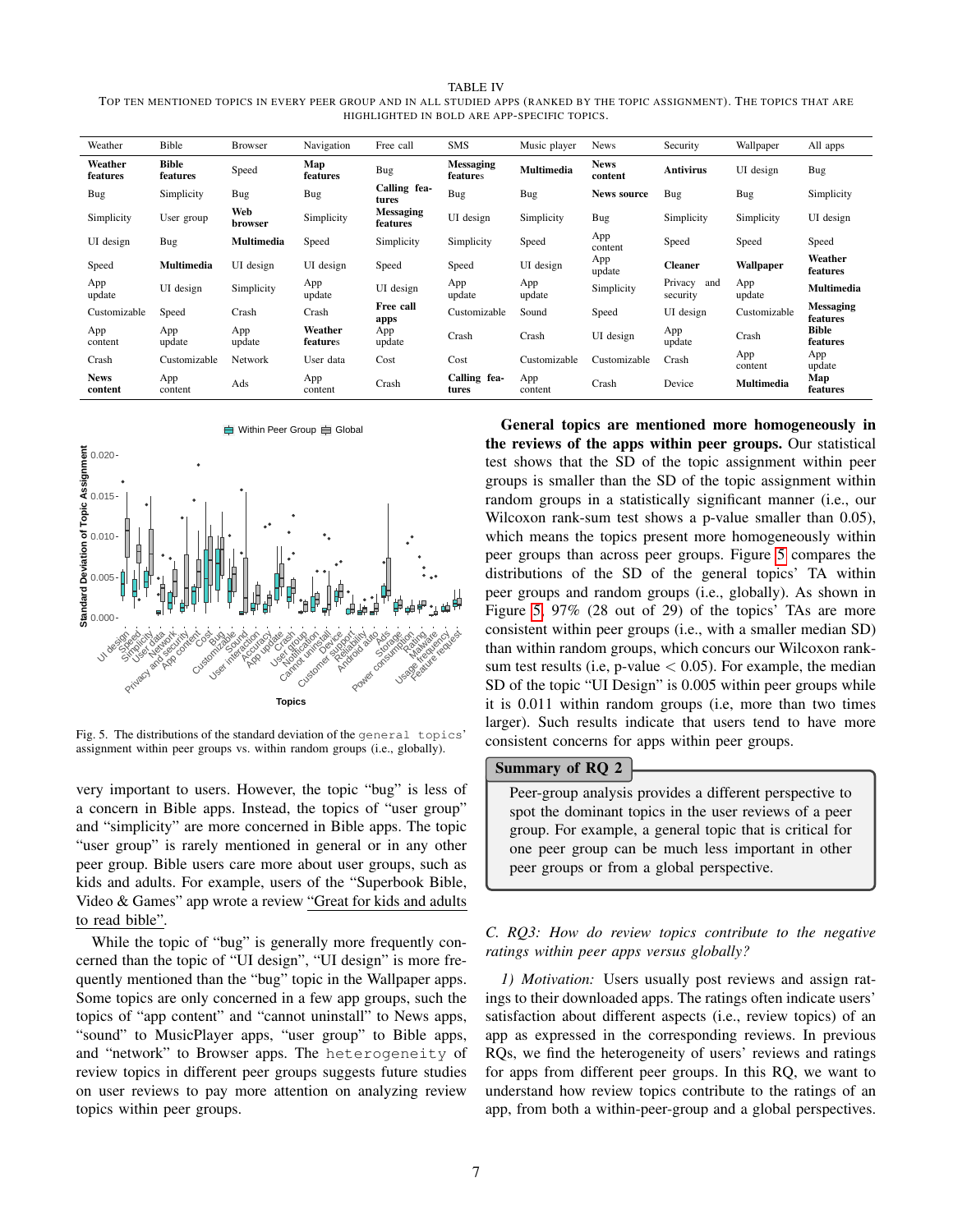TABLE IV

TOP TEN MENTIONED TOPICS IN EVERY PEER GROUP AND IN ALL STUDIED APPS (RANKED BY THE TOPIC ASSIGNMENT). THE TOPICS THAT ARE HIGHLIGHTED IN BOLD ARE APP-SPECIFIC TOPICS.

| Weather | Bible | Browser | Navigation | Free call | SMS | Music player | News | Security | Wallpaper | All apps |
|---|---|---|---|---|---|---|---|---|---|---|
| **Weather features** | **Bible features** | Speed | **Map features** | Bug | **Messaging features** | **Multimedia** | **News content** | **Antivirus** | UI design | Bug |
| Bug | Simplicity | Bug | Bug | **Calling features** | Bug | Bug | **News source** | Bug | Bug | Simplicity |
| Simplicity | User group | **Web browser** | Simplicity | **Messaging features** | UI design | Simplicity | Bug | Simplicity | Simplicity | UI design |
| UI design | Bug | **Multimedia** | Speed | Simplicity | Simplicity | Speed | App content | Speed | Speed | Speed |
| Speed | **Multimedia** | UI design | UI design | Speed | Speed | UI design | App update | **Cleaner** | **Wallpaper** | **Weather features** |
| App update | UI design | Simplicity | App update | UI design | App update | App update | Simplicity | Privacy and security | App update | **Multimedia** |
| Customizable | Speed | Crash | Crash | **Free call apps** | Customizable | Sound | Speed | UI design | Customizable | **Messaging features** |
| App content | App update | App update | **Weather features** | App update | Crash | Crash | UI design | App update | Crash | **Bible features** |
| Crash | Customizable | Network | User data | Cost | Cost | Customizable | Customizable | Crash | App content | App update |
| **News content** | App content | Ads | App content | Crash | **Calling features** | App content | Crash | Device | **Multimedia** | **Map features** |

Fig. 5. The distributions of the standard deviation of the `general topics`' assignment within peer groups vs. within random groups (i.e., globally).

very important to users. However, the topic "bug" is less of a concern in Bible apps. Instead, the topics of "user group" and "simplicity" are more concerned in Bible apps. The topic "user group" is rarely mentioned in general or in any other peer group. Bible users care more about user groups, such as kids and adults. For example, users of the "Superbook Bible, Video & Games" app wrote a review "Great for kids and adults to read bible".

While the topic of "bug" is generally more frequently concerned than the topic of "UI design", "UI design" is more frequently mentioned than the "bug" topic in the Wallpaper apps. Some topics are only concerned in a few app groups, such the topics of "app content" and "cannot uninstall" to News apps, "sound" to MusicPlayer apps, "user group" to Bible apps, and "network" to Browser apps. The `heterogeneity` of review topics in different peer groups suggests future studies on user reviews to pay more attention on analyzing review topics within peer groups.

**General topics are mentioned more homogeneously in the reviews of the apps within peer groups.** Our statistical test shows that the SD of the topic assignment within peer groups is smaller than the SD of the topic assignment within random groups in a statistically significant manner (i.e., our Wilcoxon rank-sum test shows a p-value smaller than 0.05), which means the topics present more homogeneously within peer groups than across peer groups. Figure 5 compares the distributions of the SD of the general topics' TA within peer groups and random groups (i.e., globally). As shown in Figure 5, 97% (28 out of 29) of the topics' TAs are more consistent within peer groups (i.e., with a smaller median SD) than within random groups, which concurs our Wilcoxon rank-sum test results (i.e, p-value $< 0.05$). For example, the median SD of the topic "UI Design" is 0.005 within peer groups while it is 0.011 within random groups (i.e, more than two times larger). Such results indicate that users tend to have more consistent concerns for apps within peer groups.

**Summary of RQ 2**

Peer-group analysis provides a different perspective to spot the dominant topics in the user reviews of a peer group. For example, a general topic that is critical for one peer group can be much less important in other peer groups or from a global perspective.

### C. RQ3: How do review topics contribute to the negative ratings within peer apps versus globally?

*1) Motivation:* Users usually post reviews and assign ratings to their downloaded apps. The ratings often indicate users' satisfaction about different aspects (i.e., review topics) of an app as expressed in the corresponding reviews. In previous RQs, we find the heterogeneity of users' reviews and ratings for apps from different peer groups. In this RQ, we want to understand how review topics contribute to the ratings of an app, from both a within-peer-group and a global perspectives.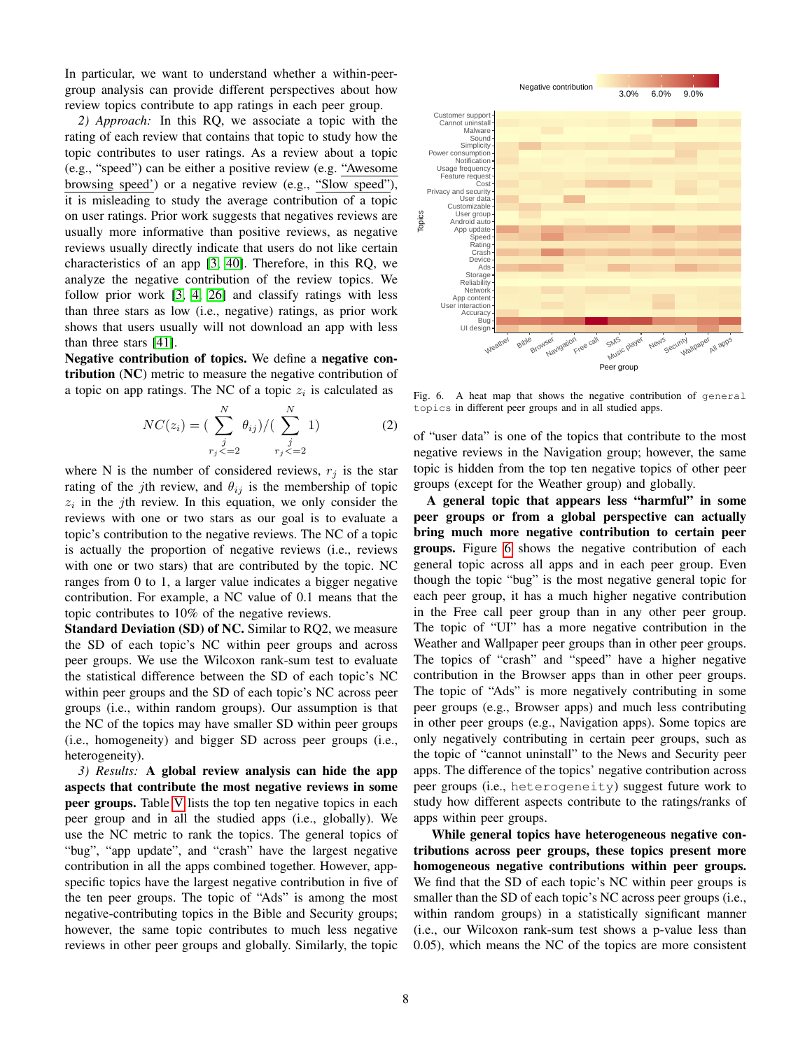In particular, we want to understand whether a within-peer-group analysis can provide different perspectives about how review topics contribute to app ratings in each peer group.

*2) Approach:* In this RQ, we associate a topic with the rating of each review that contains that topic to study how the topic contributes to user ratings. As a review about a topic (e.g., "speed") can be either a positive review (e.g. "Awesome browsing speed') or a negative review (e.g., "Slow speed"), it is misleading to study the average contribution of a topic on user ratings. Prior work suggests that negatives reviews are usually more informative than positive reviews, as negative reviews usually directly indicate that users do not like certain characteristics of an app [3, 40]. Therefore, in this RQ, we analyze the negative contribution of the review topics. We follow prior work [3, 4, 26] and classify ratings with less than three stars as low (i.e., negative) ratings, as prior work shows that users usually will not download an app with less than three stars [41].

**Negative contribution of topics.** We define a **negative contribution** (**NC**) metric to measure the negative contribution of a topic on app ratings. The NC of a topic $z_i$ is calculated as

$$NC(z_i) = (\sum_{\substack{j \\ r_j <= 2}}^{N} \theta_{ij}) / (\sum_{\substack{j \\ r_j <= 2}}^{N} 1) \quad (2)$$

where N is the number of considered reviews, $r_j$ is the star rating of the $j$th review, and $\theta_{ij}$ is the membership of topic $z_i$ in the $j$th review. In this equation, we only consider the reviews with one or two stars as our goal is to evaluate a topic's contribution to the negative reviews. The NC of a topic is actually the proportion of negative reviews (i.e., reviews with one or two stars) that are contributed by the topic. NC ranges from 0 to 1, a larger value indicates a bigger negative contribution. For example, a NC value of 0.1 means that the topic contributes to 10% of the negative reviews.

**Standard Deviation (SD) of NC.** Similar to RQ2, we measure the SD of each topic's NC within peer groups and across peer groups. We use the Wilcoxon rank-sum test to evaluate the statistical difference between the SD of each topic's NC within peer groups and the SD of each topic's NC across peer groups (i.e., within random groups). Our assumption is that the NC of the topics may have smaller SD within peer groups (i.e., homogeneity) and bigger SD across peer groups (i.e., heterogeneity).

*3) Results:* **A global review analysis can hide the app aspects that contribute the most negative reviews in some peer groups.** Table V lists the top ten negative topics in each peer group and in all the studied apps (i.e., globally). We use the NC metric to rank the topics. The general topics of "bug", "app update", and "crash" have the largest negative contribution in all the apps combined together. However, app-specific topics have the largest negative contribution in five of the ten peer groups. The topic of "Ads" is among the most negative-contributing topics in the Bible and Security groups; however, the same topic contributes to much less negative reviews in other peer groups and globally. Similarly, the topic of "user data" is one of the topics that contribute to the most negative reviews in the Navigation group; however, the same topic is hidden from the top ten negative topics of other peer groups (except for the Weather group) and globally.

Fig. 6. A heat map that shows the negative contribution of `general topics` in different peer groups and in all studied apps.

**A general topic that appears less "harmful" in some peer groups or from a global perspective can actually bring much more negative contribution to certain peer groups.** Figure 6 shows the negative contribution of each general topic across all apps and in each peer group. Even though the topic "bug" is the most negative general topic for each peer group, it has a much higher negative contribution in the Free call peer group than in any other peer group. The topic of "UI" has a more negative contribution in the Weather and Wallpaper peer groups than in other peer groups. The topics of "crash" and "speed" have a higher negative contribution in the Browser apps than in other peer groups. The topic of "Ads" is more negatively contributing in some peer groups (e.g., Browser apps) and much less contributing in other peer groups (e.g., Navigation apps). Some topics are only negatively contributing in certain peer groups, such as the topic of "cannot uninstall" to the News and Security peer apps. The difference of the topics' negative contribution across peer groups (i.e., `heterogeneity`) suggest future work to study how different aspects contribute to the ratings/ranks of apps within peer groups.

**While general topics have heterogeneous negative contributions across peer groups, these topics present more homogeneous negative contributions within peer groups.** We find that the SD of each topic's NC within peer groups is smaller than the SD of each topic's NC across peer groups (i.e., within random groups) in a statistically significant manner (i.e., our Wilcoxon rank-sum test shows a p-value less than 0.05), which means the NC of the topics are more consistent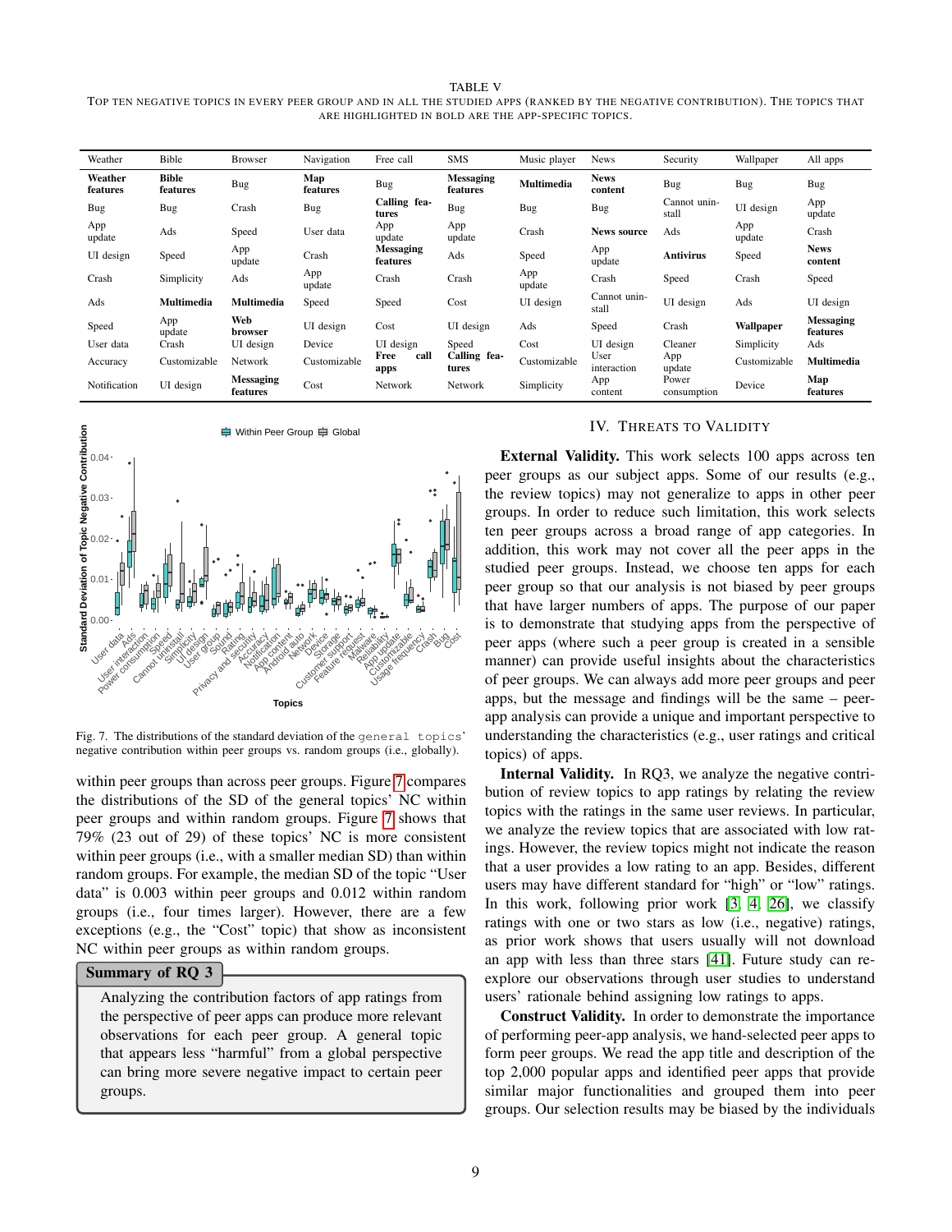TABLE V

TOP TEN NEGATIVE TOPICS IN EVERY PEER GROUP AND IN ALL THE STUDIED APPS (RANKED BY THE NEGATIVE CONTRIBUTION). THE TOPICS THAT ARE HIGHLIGHTED IN BOLD ARE THE APP-SPECIFIC TOPICS.

| Weather | Bible | Browser | Navigation | Free call | SMS | Music player | News | Security | Wallpaper | All apps |
|---|---|---|---|---|---|---|---|---|---|---|
| **Weather features** | **Bible features** | Bug | **Map features** | Bug | **Messaging features** | **Multimedia** | **News content** | Bug | Bug | Bug |
| Bug | Bug | Crash | Bug | **Calling features** | Bug | Bug | Bug | Cannot uninstall | UI design | App update |
| App update | Ads | Speed | User data | App update | App update | Crash | **News source** | Ads | App update | Crash |
| UI design | Speed | App update | Crash | **Messaging features** | Ads | Speed | App update | **Antivirus** | Speed | **News content** |
| Crash | Simplicity | Ads | App update | Crash | Crash | App update | Crash | Speed | Crash | Speed |
| Ads | **Multimedia** | **Multimedia** | Speed | Speed | Cost | UI design | Cannot uninstall | UI design | Ads | UI design |
| Speed | App update | **Web browser** | UI design | Cost | UI design | Ads | Speed | Crash | **Wallpaper** | **Messaging features** |
| User data | Crash | UI design | Device | UI design | Speed | Cost | UI design | Cleaner | Simplicity | Ads |
| Accuracy | Customizable | Network | Customizable | **Free call apps** | **Calling features** | Customizable | User interaction | App update | Customizable | **Multimedia** |
| Notification | UI design | **Messaging features** | Cost | Network | Network | Simplicity | App content | Power consumption | Device | **Map features** |

Fig. 7. The distributions of the standard deviation of the `general topics`' negative contribution within peer groups vs. random groups (i.e., globally).

within peer groups than across peer groups. Figure 7 compares the distributions of the SD of the general topics' NC within peer groups and within random groups. Figure 7 shows that 79% (23 out of 29) of these topics' NC is more consistent within peer groups (i.e., with a smaller median SD) than within random groups. For example, the median SD of the topic "User data" is 0.003 within peer groups and 0.012 within random groups (i.e., four times larger). However, there are a few exceptions (e.g., the "Cost" topic) that show as inconsistent NC within peer groups as within random groups.

**Summary of RQ 3**

Analyzing the contribution factors of app ratings from the perspective of peer apps can produce more relevant observations for each peer group. A general topic that appears less "harmful" from a global perspective can bring more severe negative impact to certain peer groups.

## IV. THREATS TO VALIDITY

**External Validity.** This work selects 100 apps across ten peer groups as our subject apps. Some of our results (e.g., the review topics) may not generalize to apps in other peer groups. In order to reduce such limitation, this work selects ten peer groups across a broad range of app categories. In addition, this work may not cover all the peer apps in the studied peer groups. Instead, we choose ten apps for each peer group so that our analysis is not biased by peer groups that have larger numbers of apps. The purpose of our paper is to demonstrate that studying apps from the perspective of peer apps (where such a peer group is created in a sensible manner) can provide useful insights about the characteristics of peer groups. We can always add more peer groups and peer apps, but the message and findings will be the same – peer-app analysis can provide a unique and important perspective to understanding the characteristics (e.g., user ratings and critical topics) of apps.

**Internal Validity.** In RQ3, we analyze the negative contribution of review topics to app ratings by relating the review topics with the ratings in the same user reviews. In particular, we analyze the review topics that are associated with low ratings. However, the review topics might not indicate the reason that a user provides a low rating to an app. Besides, different users may have different standard for "high" or "low" ratings. In this work, following prior work [3, 4, 26], we classify ratings with one or two stars as low (i.e., negative) ratings, as prior work shows that users usually will not download an app with less than three stars [41]. Future study can re-explore our observations through user studies to understand users' rationale behind assigning low ratings to apps.

**Construct Validity.** In order to demonstrate the importance of performing peer-app analysis, we hand-selected peer apps to form peer groups. We read the app title and description of the top 2,000 popular apps and identified peer apps that provide similar major functionalities and grouped them into peer groups. Our selection results may be biased by the individuals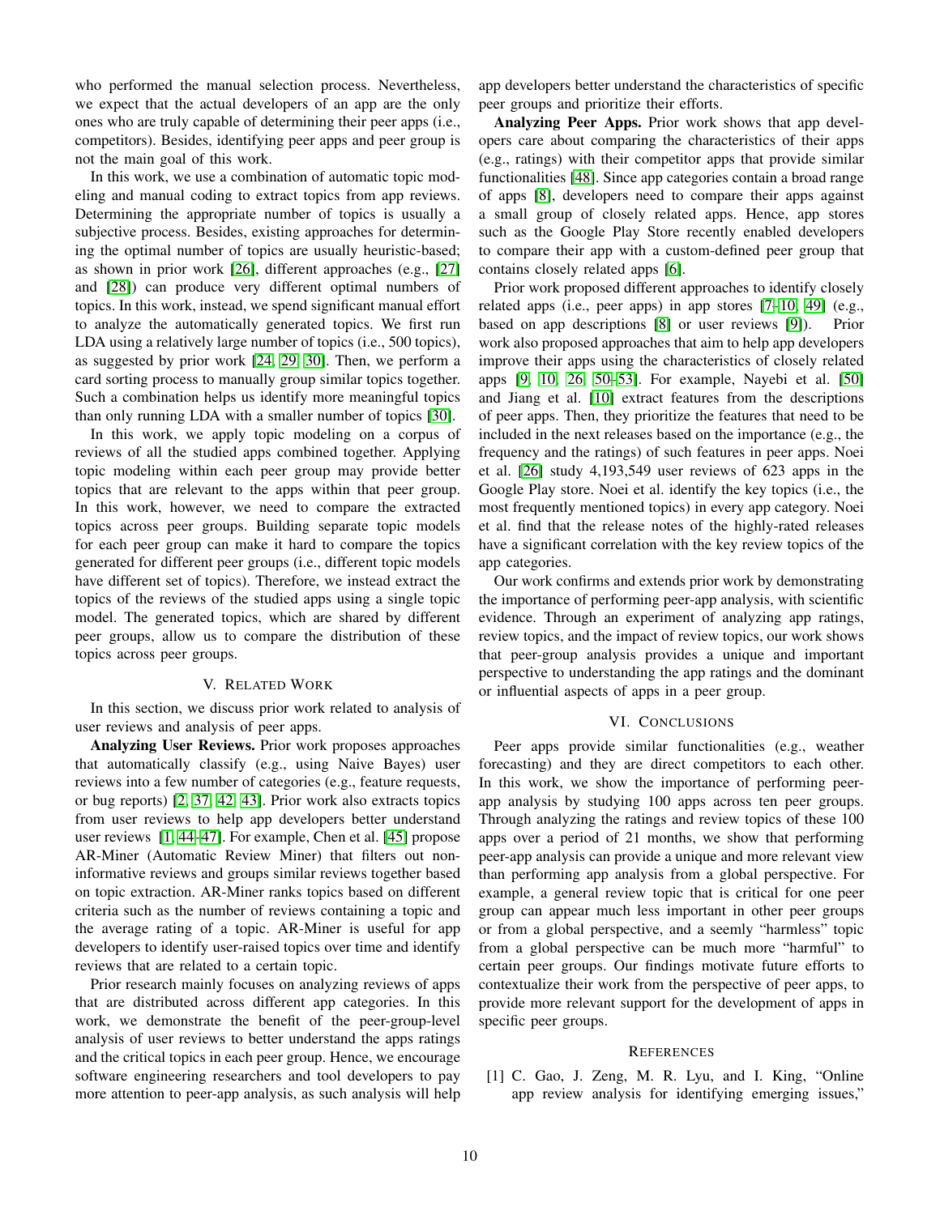who performed the manual selection process. Nevertheless, we expect that the actual developers of an app are the only ones who are truly capable of determining their peer apps (i.e., competitors). Besides, identifying peer apps and peer group is not the main goal of this work.

In this work, we use a combination of automatic topic modeling and manual coding to extract topics from app reviews. Determining the appropriate number of topics is usually a subjective process. Besides, existing approaches for determining the optimal number of topics are usually heuristic-based; as shown in prior work [26], different approaches (e.g., [27] and [28]) can produce very different optimal numbers of topics. In this work, instead, we spend significant manual effort to analyze the automatically generated topics. We first run LDA using a relatively large number of topics (i.e., 500 topics), as suggested by prior work [24, 29, 30]. Then, we perform a card sorting process to manually group similar topics together. Such a combination helps us identify more meaningful topics than only running LDA with a smaller number of topics [30].

In this work, we apply topic modeling on a corpus of reviews of all the studied apps combined together. Applying topic modeling within each peer group may provide better topics that are relevant to the apps within that peer group. In this work, however, we need to compare the extracted topics across peer groups. Building separate topic models for each peer group can make it hard to compare the topics generated for different peer groups (i.e., different topic models have different set of topics). Therefore, we instead extract the topics of the reviews of the studied apps using a single topic model. The generated topics, which are shared by different peer groups, allow us to compare the distribution of these topics across peer groups.

## V. Related Work

In this section, we discuss prior work related to analysis of user reviews and analysis of peer apps.

**Analyzing User Reviews.** Prior work proposes approaches that automatically classify (e.g., using Naive Bayes) user reviews into a few number of categories (e.g., feature requests, or bug reports) [2, 37, 42, 43]. Prior work also extracts topics from user reviews to help app developers better understand user reviews [1, 44–47]. For example, Chen et al. [45] propose AR-Miner (Automatic Review Miner) that filters out non-informative reviews and groups similar reviews together based on topic extraction. AR-Miner ranks topics based on different criteria such as the number of reviews containing a topic and the average rating of a topic. AR-Miner is useful for app developers to identify user-raised topics over time and identify reviews that are related to a certain topic.

Prior research mainly focuses on analyzing reviews of apps that are distributed across different app categories. In this work, we demonstrate the benefit of the peer-group-level analysis of user reviews to better understand the apps ratings and the critical topics in each peer group. Hence, we encourage software engineering researchers and tool developers to pay more attention to peer-app analysis, as such analysis will help app developers better understand the characteristics of specific peer groups and prioritize their efforts.

**Analyzing Peer Apps.** Prior work shows that app developers care about comparing the characteristics of their apps (e.g., ratings) with their competitor apps that provide similar functionalities [48]. Since app categories contain a broad range of apps [8], developers need to compare their apps against a small group of closely related apps. Hence, app stores such as the Google Play Store recently enabled developers to compare their app with a custom-defined peer group that contains closely related apps [6].

Prior work proposed different approaches to identify closely related apps (i.e., peer apps) in app stores [7–10, 49] (e.g., based on app descriptions [8] or user reviews [9]). Prior work also proposed approaches that aim to help app developers improve their apps using the characteristics of closely related apps [9, 10, 26, 50–53]. For example, Nayebi et al. [50] and Jiang et al. [10] extract features from the descriptions of peer apps. Then, they prioritize the features that need to be included in the next releases based on the importance (e.g., the frequency and the ratings) of such features in peer apps. Noei et al. [26] study 4,193,549 user reviews of 623 apps in the Google Play store. Noei et al. identify the key topics (i.e., the most frequently mentioned topics) in every app category. Noei et al. find that the release notes of the highly-rated releases have a significant correlation with the key review topics of the app categories.

Our work confirms and extends prior work by demonstrating the importance of performing peer-app analysis, with scientific evidence. Through an experiment of analyzing app ratings, review topics, and the impact of review topics, our work shows that peer-group analysis provides a unique and important perspective to understanding the app ratings and the dominant or influential aspects of apps in a peer group.

## VI. Conclusions

Peer apps provide similar functionalities (e.g., weather forecasting) and they are direct competitors to each other. In this work, we show the importance of performing peer-app analysis by studying 100 apps across ten peer groups. Through analyzing the ratings and review topics of these 100 apps over a period of 21 months, we show that performing peer-app analysis can provide a unique and more relevant view than performing app analysis from a global perspective. For example, a general review topic that is critical for one peer group can appear much less important in other peer groups or from a global perspective, and a seemly "harmless" topic from a global perspective can be much more "harmful" to certain peer groups. Our findings motivate future efforts to contextualize their work from the perspective of peer apps, to provide more relevant support for the development of apps in specific peer groups.

## References

[1] C. Gao, J. Zeng, M. R. Lyu, and I. King, "Online app review analysis for identifying emerging issues,"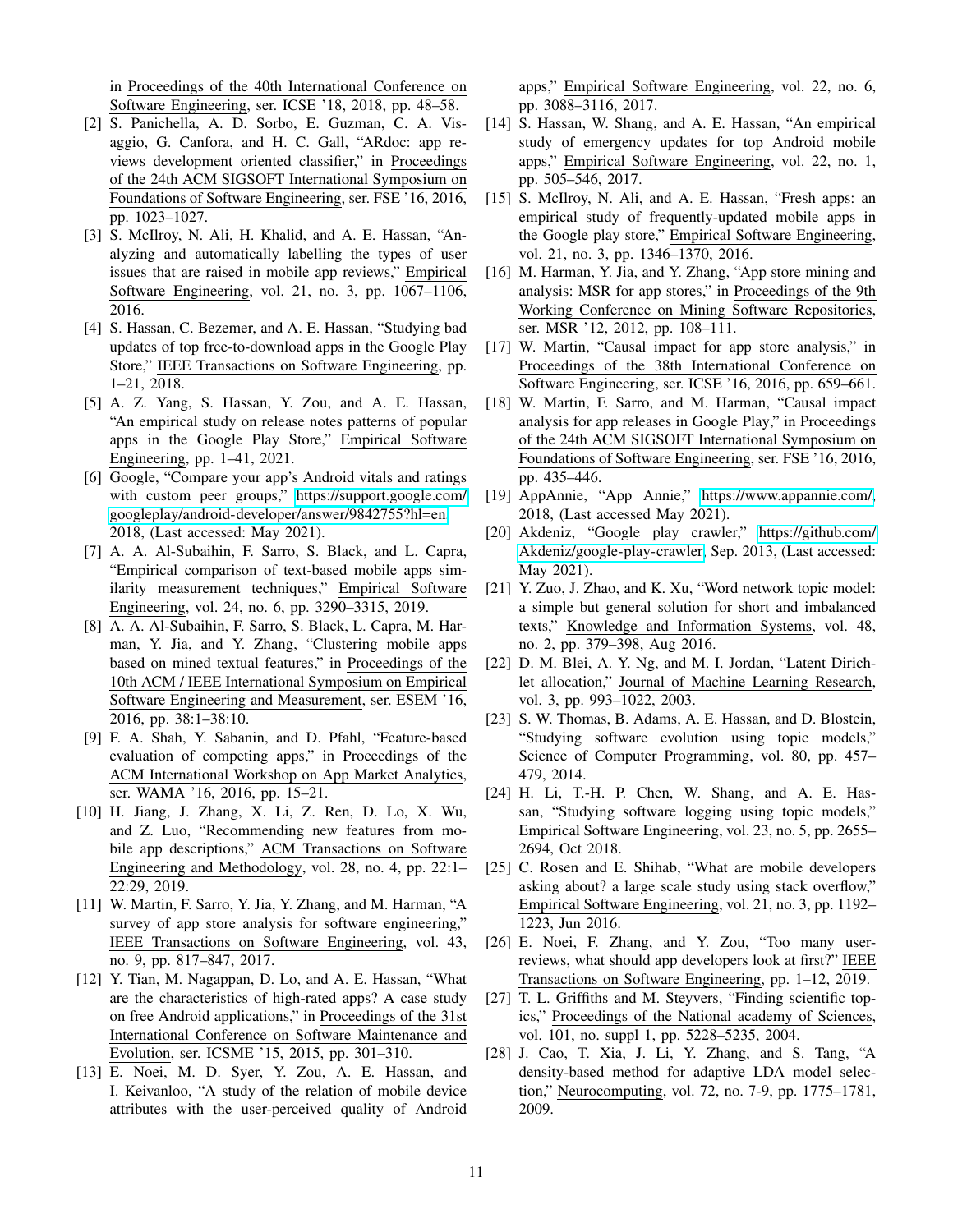in Proceedings of the 40th International Conference on Software Engineering, ser. ICSE '18, 2018, pp. 48–58.

[2] S. Panichella, A. D. Sorbo, E. Guzman, C. A. Visaggio, G. Canfora, and H. C. Gall, "ARdoc: app reviews development oriented classifier," in Proceedings of the 24th ACM SIGSOFT International Symposium on Foundations of Software Engineering, ser. FSE '16, 2016, pp. 1023–1027.

[3] S. McIlroy, N. Ali, H. Khalid, and A. E. Hassan, "Analyzing and automatically labelling the types of user issues that are raised in mobile app reviews," Empirical Software Engineering, vol. 21, no. 3, pp. 1067–1106, 2016.

[4] S. Hassan, C. Bezemer, and A. E. Hassan, "Studying bad updates of top free-to-download apps in the Google Play Store," IEEE Transactions on Software Engineering, pp. 1–21, 2018.

[5] A. Z. Yang, S. Hassan, Y. Zou, and A. E. Hassan, "An empirical study on release notes patterns of popular apps in the Google Play Store," Empirical Software Engineering, pp. 1–41, 2021.

[6] Google, "Compare your app's Android vitals and ratings with custom peer groups," https://support.google.com/googleplay/android-developer/answer/9842755?hl=en, 2018, (Last accessed: May 2021).

[7] A. A. Al-Subaihin, F. Sarro, S. Black, and L. Capra, "Empirical comparison of text-based mobile apps similarity measurement techniques," Empirical Software Engineering, vol. 24, no. 6, pp. 3290–3315, 2019.

[8] A. A. Al-Subaihin, F. Sarro, S. Black, L. Capra, M. Harman, Y. Jia, and Y. Zhang, "Clustering mobile apps based on mined textual features," in Proceedings of the 10th ACM / IEEE International Symposium on Empirical Software Engineering and Measurement, ser. ESEM '16, 2016, pp. 38:1–38:10.

[9] F. A. Shah, Y. Sabanin, and D. Pfahl, "Feature-based evaluation of competing apps," in Proceedings of the ACM International Workshop on App Market Analytics, ser. WAMA '16, 2016, pp. 15–21.

[10] H. Jiang, J. Zhang, X. Li, Z. Ren, D. Lo, X. Wu, and Z. Luo, "Recommending new features from mobile app descriptions," ACM Transactions on Software Engineering and Methodology, vol. 28, no. 4, pp. 22:1–22:29, 2019.

[11] W. Martin, F. Sarro, Y. Jia, Y. Zhang, and M. Harman, "A survey of app store analysis for software engineering," IEEE Transactions on Software Engineering, vol. 43, no. 9, pp. 817–847, 2017.

[12] Y. Tian, M. Nagappan, D. Lo, and A. E. Hassan, "What are the characteristics of high-rated apps? A case study on free Android applications," in Proceedings of the 31st International Conference on Software Maintenance and Evolution, ser. ICSME '15, 2015, pp. 301–310.

[13] E. Noei, M. D. Syer, Y. Zou, A. E. Hassan, and I. Keivanloo, "A study of the relation of mobile device attributes with the user-perceived quality of Android apps," Empirical Software Engineering, vol. 22, no. 6, pp. 3088–3116, 2017.

[14] S. Hassan, W. Shang, and A. E. Hassan, "An empirical study of emergency updates for top Android mobile apps," Empirical Software Engineering, vol. 22, no. 1, pp. 505–546, 2017.

[15] S. McIlroy, N. Ali, and A. E. Hassan, "Fresh apps: an empirical study of frequently-updated mobile apps in the Google play store," Empirical Software Engineering, vol. 21, no. 3, pp. 1346–1370, 2016.

[16] M. Harman, Y. Jia, and Y. Zhang, "App store mining and analysis: MSR for app stores," in Proceedings of the 9th Working Conference on Mining Software Repositories, ser. MSR '12, 2012, pp. 108–111.

[17] W. Martin, "Causal impact for app store analysis," in Proceedings of the 38th International Conference on Software Engineering, ser. ICSE '16, 2016, pp. 659–661.

[18] W. Martin, F. Sarro, and M. Harman, "Causal impact analysis for app releases in Google Play," in Proceedings of the 24th ACM SIGSOFT International Symposium on Foundations of Software Engineering, ser. FSE '16, 2016, pp. 435–446.

[19] AppAnnie, "App Annie," https://www.appannie.com/, 2018, (Last accessed May 2021).

[20] Akdeniz, "Google play crawler," https://github.com/Akdeniz/google-play-crawler, Sep. 2013, (Last accessed: May 2021).

[21] Y. Zuo, J. Zhao, and K. Xu, "Word network topic model: a simple but general solution for short and imbalanced texts," Knowledge and Information Systems, vol. 48, no. 2, pp. 379–398, Aug 2016.

[22] D. M. Blei, A. Y. Ng, and M. I. Jordan, "Latent Dirichlet allocation," Journal of Machine Learning Research, vol. 3, pp. 993–1022, 2003.

[23] S. W. Thomas, B. Adams, A. E. Hassan, and D. Blostein, "Studying software evolution using topic models," Science of Computer Programming, vol. 80, pp. 457–479, 2014.

[24] H. Li, T.-H. P. Chen, W. Shang, and A. E. Hassan, "Studying software logging using topic models," Empirical Software Engineering, vol. 23, no. 5, pp. 2655–2694, Oct 2018.

[25] C. Rosen and E. Shihab, "What are mobile developers asking about? a large scale study using stack overflow," Empirical Software Engineering, vol. 21, no. 3, pp. 1192–1223, Jun 2016.

[26] E. Noei, F. Zhang, and Y. Zou, "Too many user-reviews, what should app developers look at first?" IEEE Transactions on Software Engineering, pp. 1–12, 2019.

[27] T. L. Griffiths and M. Steyvers, "Finding scientific topics," Proceedings of the National academy of Sciences, vol. 101, no. suppl 1, pp. 5228–5235, 2004.

[28] J. Cao, T. Xia, J. Li, Y. Zhang, and S. Tang, "A density-based method for adaptive LDA model selection," Neurocomputing, vol. 72, no. 7-9, pp. 1775–1781, 2009.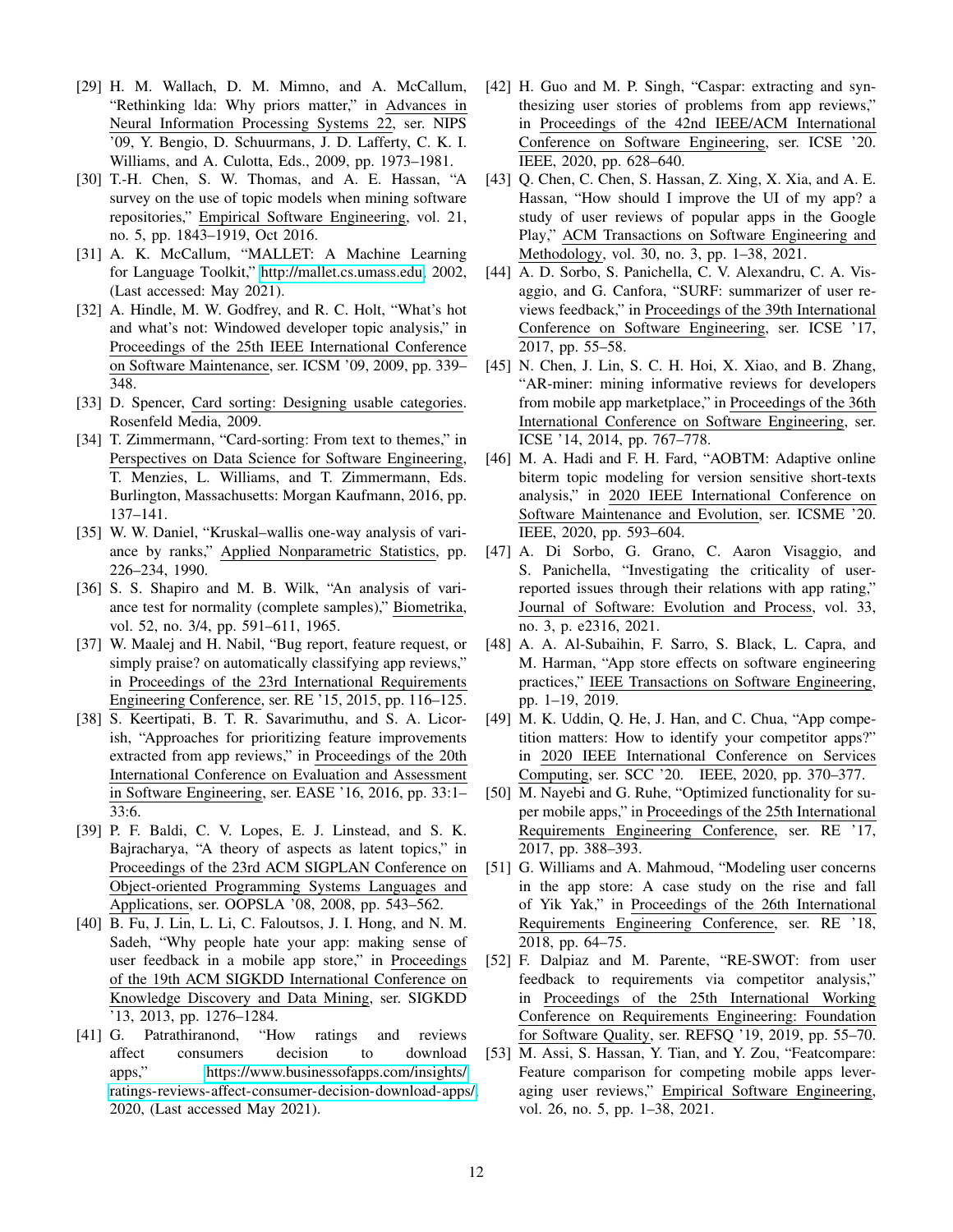[29] H. M. Wallach, D. M. Mimno, and A. McCallum, "Rethinking lda: Why priors matter," in Advances in Neural Information Processing Systems 22, ser. NIPS '09, Y. Bengio, D. Schuurmans, J. D. Lafferty, C. K. I. Williams, and A. Culotta, Eds., 2009, pp. 1973–1981.

[30] T.-H. Chen, S. W. Thomas, and A. E. Hassan, "A survey on the use of topic models when mining software repositories," Empirical Software Engineering, vol. 21, no. 5, pp. 1843–1919, Oct 2016.

[31] A. K. McCallum, "MALLET: A Machine Learning for Language Toolkit," http://mallet.cs.umass.edu, 2002, (Last accessed: May 2021).

[32] A. Hindle, M. W. Godfrey, and R. C. Holt, "What's hot and what's not: Windowed developer topic analysis," in Proceedings of the 25th IEEE International Conference on Software Maintenance, ser. ICSM '09, 2009, pp. 339–348.

[33] D. Spencer, Card sorting: Designing usable categories. Rosenfeld Media, 2009.

[34] T. Zimmermann, "Card-sorting: From text to themes," in Perspectives on Data Science for Software Engineering, T. Menzies, L. Williams, and T. Zimmermann, Eds. Burlington, Massachusetts: Morgan Kaufmann, 2016, pp. 137–141.

[35] W. W. Daniel, "Kruskal–wallis one-way analysis of variance by ranks," Applied Nonparametric Statistics, pp. 226–234, 1990.

[36] S. S. Shapiro and M. B. Wilk, "An analysis of variance test for normality (complete samples)," Biometrika, vol. 52, no. 3/4, pp. 591–611, 1965.

[37] W. Maalej and H. Nabil, "Bug report, feature request, or simply praise? on automatically classifying app reviews," in Proceedings of the 23rd International Requirements Engineering Conference, ser. RE '15, 2015, pp. 116–125.

[38] S. Keertipati, B. T. R. Savarimuthu, and S. A. Licorish, "Approaches for prioritizing feature improvements extracted from app reviews," in Proceedings of the 20th International Conference on Evaluation and Assessment in Software Engineering, ser. EASE '16, 2016, pp. 33:1–33:6.

[39] P. F. Baldi, C. V. Lopes, E. J. Linstead, and S. K. Bajracharya, "A theory of aspects as latent topics," in Proceedings of the 23rd ACM SIGPLAN Conference on Object-oriented Programming Systems Languages and Applications, ser. OOPSLA '08, 2008, pp. 543–562.

[40] B. Fu, J. Lin, L. Li, C. Faloutsos, J. I. Hong, and N. M. Sadeh, "Why people hate your app: making sense of user feedback in a mobile app store," in Proceedings of the 19th ACM SIGKDD International Conference on Knowledge Discovery and Data Mining, ser. SIGKDD '13, 2013, pp. 1276–1284.

[41] G. Patrathiranond, "How ratings and reviews affect consumers decision to download apps," https://www.businessofapps.com/insights/ratings-reviews-affect-consumer-decision-download-apps/ 2020, (Last accessed May 2021).

[42] H. Guo and M. P. Singh, "Caspar: extracting and synthesizing user stories of problems from app reviews," in Proceedings of the 42nd IEEE/ACM International Conference on Software Engineering, ser. ICSE '20. IEEE, 2020, pp. 628–640.

[43] Q. Chen, C. Chen, S. Hassan, Z. Xing, X. Xia, and A. E. Hassan, "How should I improve the UI of my app? a study of user reviews of popular apps in the Google Play," ACM Transactions on Software Engineering and Methodology, vol. 30, no. 3, pp. 1–38, 2021.

[44] A. D. Sorbo, S. Panichella, C. V. Alexandru, C. A. Visaggio, and G. Canfora, "SURF: summarizer of user reviews feedback," in Proceedings of the 39th International Conference on Software Engineering, ser. ICSE '17, 2017, pp. 55–58.

[45] N. Chen, J. Lin, S. C. H. Hoi, X. Xiao, and B. Zhang, "AR-miner: mining informative reviews for developers from mobile app marketplace," in Proceedings of the 36th International Conference on Software Engineering, ser. ICSE '14, 2014, pp. 767–778.

[46] M. A. Hadi and F. H. Fard, "AOBTM: Adaptive online biterm topic modeling for version sensitive short-texts analysis," in 2020 IEEE International Conference on Software Maintenance and Evolution, ser. ICSME '20. IEEE, 2020, pp. 593–604.

[47] A. Di Sorbo, G. Grano, C. Aaron Visaggio, and S. Panichella, "Investigating the criticality of user-reported issues through their relations with app rating," Journal of Software: Evolution and Process, vol. 33, no. 3, p. e2316, 2021.

[48] A. A. Al-Subaihin, F. Sarro, S. Black, L. Capra, and M. Harman, "App store effects on software engineering practices," IEEE Transactions on Software Engineering, pp. 1–19, 2019.

[49] M. K. Uddin, Q. He, J. Han, and C. Chua, "App competition matters: How to identify your competitor apps?" in 2020 IEEE International Conference on Services Computing, ser. SCC '20. IEEE, 2020, pp. 370–377.

[50] M. Nayebi and G. Ruhe, "Optimized functionality for super mobile apps," in Proceedings of the 25th International Requirements Engineering Conference, ser. RE '17, 2017, pp. 388–393.

[51] G. Williams and A. Mahmoud, "Modeling user concerns in the app store: A case study on the rise and fall of Yik Yak," in Proceedings of the 26th International Requirements Engineering Conference, ser. RE '18, 2018, pp. 64–75.

[52] F. Dalpiaz and M. Parente, "RE-SWOT: from user feedback to requirements via competitor analysis," in Proceedings of the 25th International Working Conference on Requirements Engineering: Foundation for Software Quality, ser. REFSQ '19, 2019, pp. 55–70.

[53] M. Assi, S. Hassan, Y. Tian, and Y. Zou, "Featcompare: Feature comparison for competing mobile apps leveraging user reviews," Empirical Software Engineering, vol. 26, no. 5, pp. 1–38, 2021.